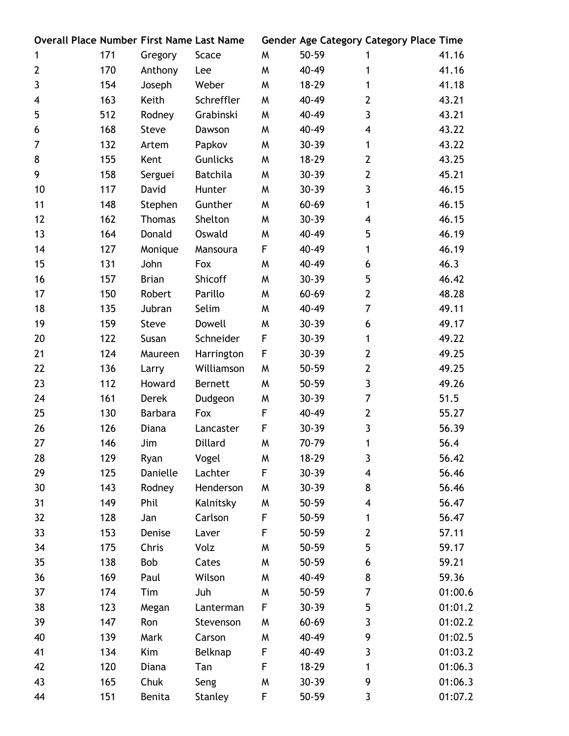| Overall Place | Number | First Name | Last Name | Gender | Age Category | Category Place | Time |
|---|---|---|---|---|---|---|---|
| 1 | 171 | Gregory | Scace | M | 50-59 | 1 | 41.16 |
| 2 | 170 | Anthony | Lee | M | 40-49 | 1 | 41.16 |
| 3 | 154 | Joseph | Weber | M | 18-29 | 1 | 41.18 |
| 4 | 163 | Keith | Schreffler | M | 40-49 | 2 | 43.21 |
| 5 | 512 | Rodney | Grabinski | M | 40-49 | 3 | 43.21 |
| 6 | 168 | Steve | Dawson | M | 40-49 | 4 | 43.22 |
| 7 | 132 | Artem | Papkov | M | 30-39 | 1 | 43.22 |
| 8 | 155 | Kent | Gunlicks | M | 18-29 | 2 | 43.25 |
| 9 | 158 | Serguei | Batchila | M | 30-39 | 2 | 45.21 |
| 10 | 117 | David | Hunter | M | 30-39 | 3 | 46.15 |
| 11 | 148 | Stephen | Gunther | M | 60-69 | 1 | 46.15 |
| 12 | 162 | Thomas | Shelton | M | 30-39 | 4 | 46.15 |
| 13 | 164 | Donald | Oswald | M | 40-49 | 5 | 46.19 |
| 14 | 127 | Monique | Mansoura | F | 40-49 | 1 | 46.19 |
| 15 | 131 | John | Fox | M | 40-49 | 6 | 46.3 |
| 16 | 157 | Brian | Shicoff | M | 30-39 | 5 | 46.42 |
| 17 | 150 | Robert | Parillo | M | 60-69 | 2 | 48.28 |
| 18 | 135 | Jubran | Selim | M | 40-49 | 7 | 49.11 |
| 19 | 159 | Steve | Dowell | M | 30-39 | 6 | 49.17 |
| 20 | 122 | Susan | Schneider | F | 30-39 | 1 | 49.22 |
| 21 | 124 | Maureen | Harrington | F | 30-39 | 2 | 49.25 |
| 22 | 136 | Larry | Williamson | M | 50-59 | 2 | 49.25 |
| 23 | 112 | Howard | Bernett | M | 50-59 | 3 | 49.26 |
| 24 | 161 | Derek | Dudgeon | M | 30-39 | 7 | 51.5 |
| 25 | 130 | Barbara | Fox | F | 40-49 | 2 | 55.27 |
| 26 | 126 | Diana | Lancaster | F | 30-39 | 3 | 56.39 |
| 27 | 146 | Jim | Dillard | M | 70-79 | 1 | 56.4 |
| 28 | 129 | Ryan | Vogel | M | 18-29 | 3 | 56.42 |
| 29 | 125 | Danielle | Lachter | F | 30-39 | 4 | 56.46 |
| 30 | 143 | Rodney | Henderson | M | 30-39 | 8 | 56.46 |
| 31 | 149 | Phil | Kalnitsky | M | 50-59 | 4 | 56.47 |
| 32 | 128 | Jan | Carlson | F | 50-59 | 1 | 56.47 |
| 33 | 153 | Denise | Laver | F | 50-59 | 2 | 57.11 |
| 34 | 175 | Chris | Volz | M | 50-59 | 5 | 59.17 |
| 35 | 138 | Bob | Cates | M | 50-59 | 6 | 59.21 |
| 36 | 169 | Paul | Wilson | M | 40-49 | 8 | 59.36 |
| 37 | 174 | Tim | Juh | M | 50-59 | 7 | 01:00.6 |
| 38 | 123 | Megan | Lanterman | F | 30-39 | 5 | 01:01.2 |
| 39 | 147 | Ron | Stevenson | M | 60-69 | 3 | 01:02.2 |
| 40 | 139 | Mark | Carson | M | 40-49 | 9 | 01:02.5 |
| 41 | 134 | Kim | Belknap | F | 40-49 | 3 | 01:03.2 |
| 42 | 120 | Diana | Tan | F | 18-29 | 1 | 01:06.3 |
| 43 | 165 | Chuk | Seng | M | 30-39 | 9 | 01:06.3 |
| 44 | 151 | Benita | Stanley | F | 50-59 | 3 | 01:07.2 |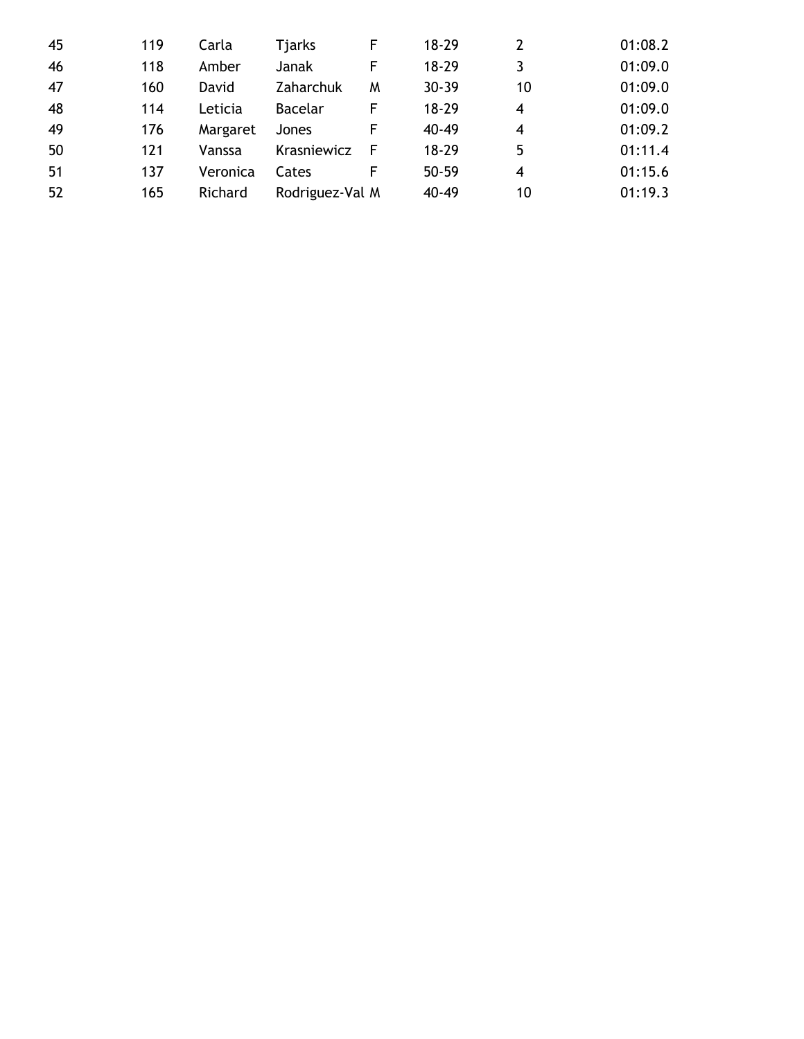| | | | | | | | |
|---|---|---|---|---|---|---|---|
| 45 | 119 | Carla | Tjarks | F | 18-29 | 2 | 01:08.2 |
| 46 | 118 | Amber | Janak | F | 18-29 | 3 | 01:09.0 |
| 47 | 160 | David | Zaharchuk | M | 30-39 | 10 | 01:09.0 |
| 48 | 114 | Leticia | Bacelar | F | 18-29 | 4 | 01:09.0 |
| 49 | 176 | Margaret | Jones | F | 40-49 | 4 | 01:09.2 |
| 50 | 121 | Vanssa | Krasniewicz | F | 18-29 | 5 | 01:11.4 |
| 51 | 137 | Veronica | Cates | F | 50-59 | 4 | 01:15.6 |
| 52 | 165 | Richard | Rodriguez-Val | M | 40-49 | 10 | 01:19.3 |